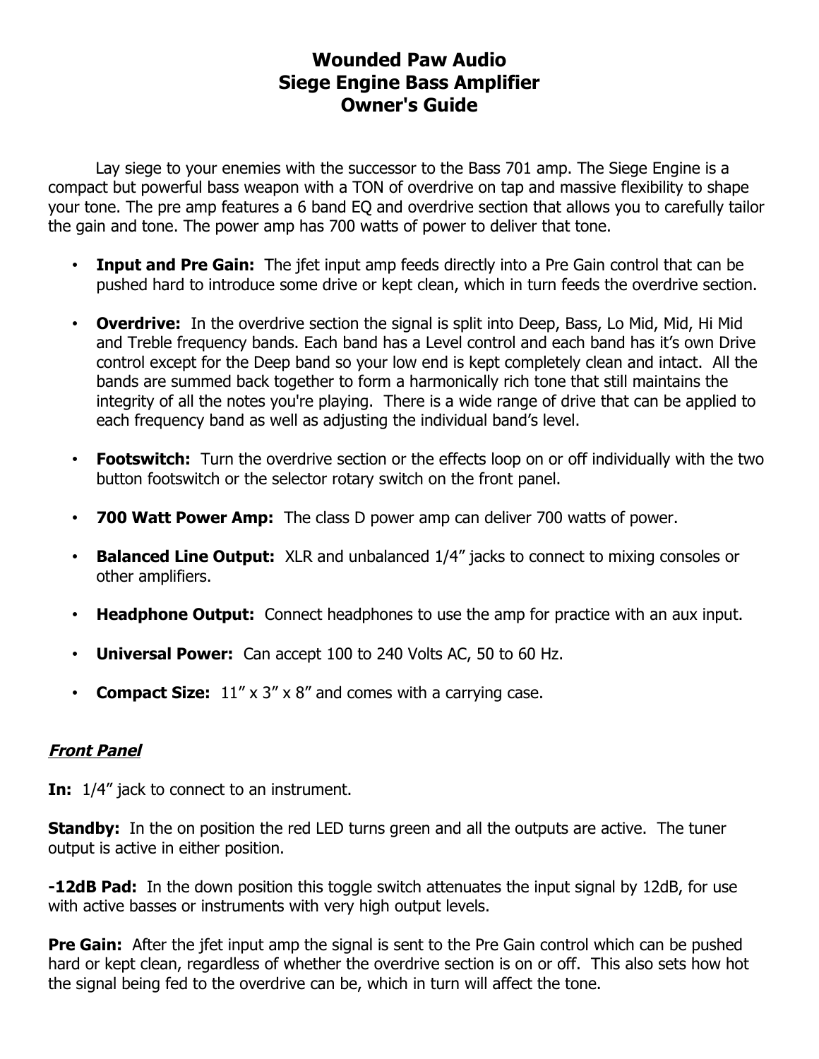# Wounded Paw Audio
# Siege Engine Bass Amplifier
# Owner's Guide

Lay siege to your enemies with the successor to the Bass 701 amp. The Siege Engine is a compact but powerful bass weapon with a TON of overdrive on tap and massive flexibility to shape your tone. The pre amp features a 6 band EQ and overdrive section that allows you to carefully tailor the gain and tone. The power amp has 700 watts of power to deliver that tone.

- **Input and Pre Gain:** The jfet input amp feeds directly into a Pre Gain control that can be pushed hard to introduce some drive or kept clean, which in turn feeds the overdrive section.
- **Overdrive:** In the overdrive section the signal is split into Deep, Bass, Lo Mid, Mid, Hi Mid and Treble frequency bands. Each band has a Level control and each band has it's own Drive control except for the Deep band so your low end is kept completely clean and intact. All the bands are summed back together to form a harmonically rich tone that still maintains the integrity of all the notes you're playing. There is a wide range of drive that can be applied to each frequency band as well as adjusting the individual band's level.
- **Footswitch:** Turn the overdrive section or the effects loop on or off individually with the two button footswitch or the selector rotary switch on the front panel.
- **700 Watt Power Amp:** The class D power amp can deliver 700 watts of power.
- **Balanced Line Output:** XLR and unbalanced 1/4" jacks to connect to mixing consoles or other amplifiers.
- **Headphone Output:** Connect headphones to use the amp for practice with an aux input.
- **Universal Power:** Can accept 100 to 240 Volts AC, 50 to 60 Hz.
- **Compact Size:** 11" x 3" x 8" and comes with a carrying case.

## ***Front Panel***

**In:** 1/4" jack to connect to an instrument.

**Standby:** In the on position the red LED turns green and all the outputs are active. The tuner output is active in either position.

**-12dB Pad:** In the down position this toggle switch attenuates the input signal by 12dB, for use with active basses or instruments with very high output levels.

**Pre Gain:** After the jfet input amp the signal is sent to the Pre Gain control which can be pushed hard or kept clean, regardless of whether the overdrive section is on or off. This also sets how hot the signal being fed to the overdrive can be, which in turn will affect the tone.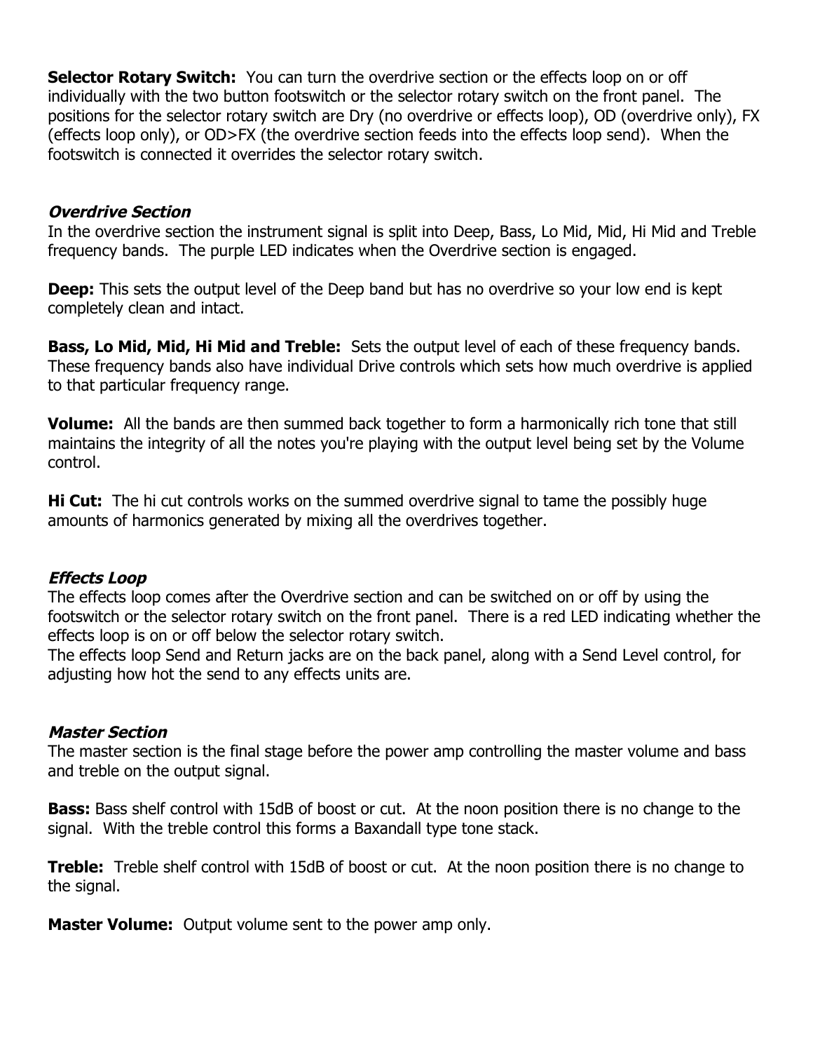**Selector Rotary Switch:** You can turn the overdrive section or the effects loop on or off individually with the two button footswitch or the selector rotary switch on the front panel. The positions for the selector rotary switch are Dry (no overdrive or effects loop), OD (overdrive only), FX (effects loop only), or OD>FX (the overdrive section feeds into the effects loop send). When the footswitch is connected it overrides the selector rotary switch.

### *Overdrive Section*

In the overdrive section the instrument signal is split into Deep, Bass, Lo Mid, Mid, Hi Mid and Treble frequency bands. The purple LED indicates when the Overdrive section is engaged.

**Deep:** This sets the output level of the Deep band but has no overdrive so your low end is kept completely clean and intact.

**Bass, Lo Mid, Mid, Hi Mid and Treble:** Sets the output level of each of these frequency bands. These frequency bands also have individual Drive controls which sets how much overdrive is applied to that particular frequency range.

**Volume:** All the bands are then summed back together to form a harmonically rich tone that still maintains the integrity of all the notes you're playing with the output level being set by the Volume control.

**Hi Cut:** The hi cut controls works on the summed overdrive signal to tame the possibly huge amounts of harmonics generated by mixing all the overdrives together.

### *Effects Loop*

The effects loop comes after the Overdrive section and can be switched on or off by using the footswitch or the selector rotary switch on the front panel. There is a red LED indicating whether the effects loop is on or off below the selector rotary switch.
The effects loop Send and Return jacks are on the back panel, along with a Send Level control, for adjusting how hot the send to any effects units are.

### *Master Section*

The master section is the final stage before the power amp controlling the master volume and bass and treble on the output signal.

**Bass:** Bass shelf control with 15dB of boost or cut. At the noon position there is no change to the signal. With the treble control this forms a Baxandall type tone stack.

**Treble:** Treble shelf control with 15dB of boost or cut. At the noon position there is no change to the signal.

**Master Volume:** Output volume sent to the power amp only.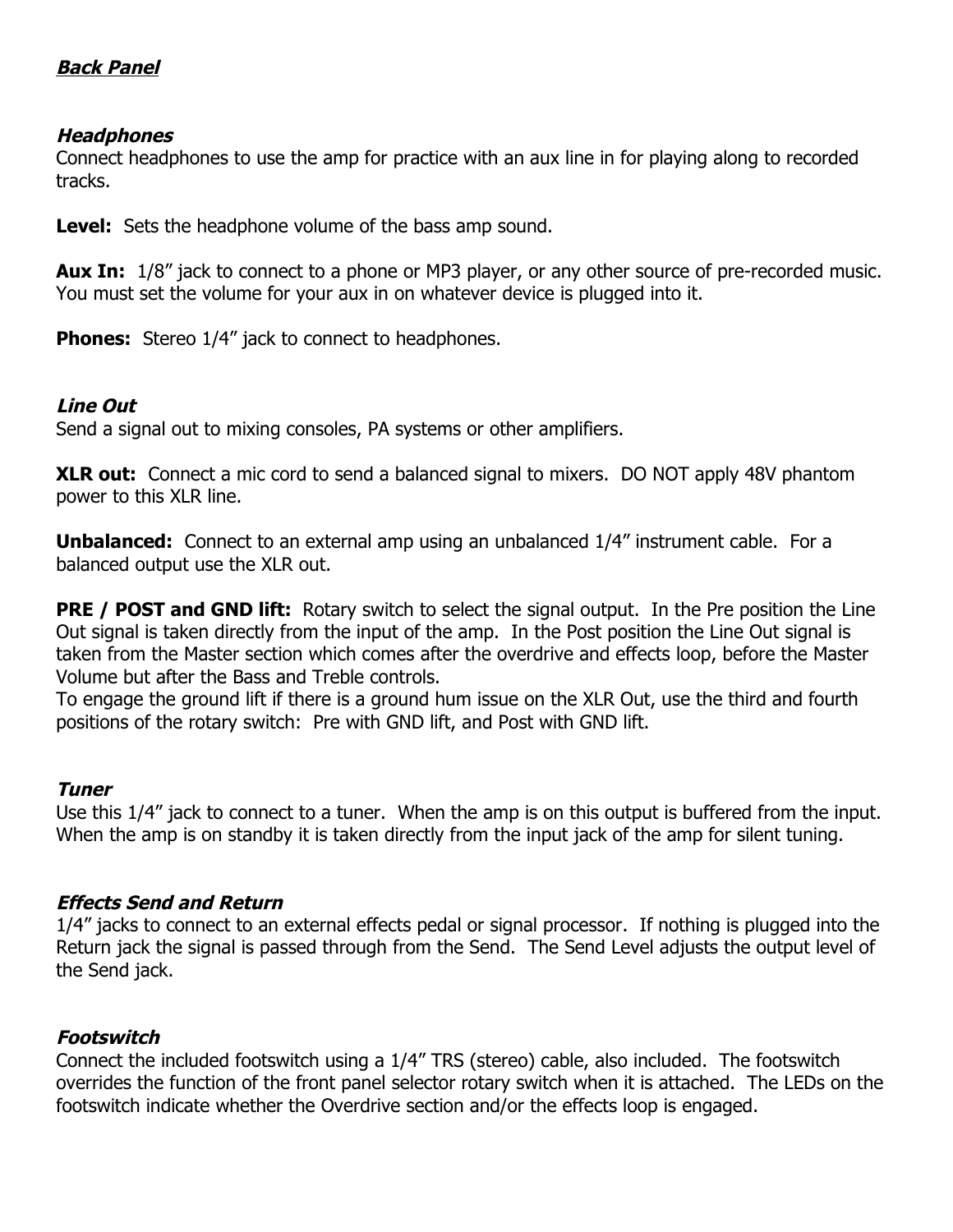## ***Back Panel***

### ***Headphones***

Connect headphones to use the amp for practice with an aux line in for playing along to recorded tracks.

**Level:** Sets the headphone volume of the bass amp sound.

**Aux In:** 1/8" jack to connect to a phone or MP3 player, or any other source of pre-recorded music. You must set the volume for your aux in on whatever device is plugged into it.

**Phones:** Stereo 1/4" jack to connect to headphones.

### ***Line Out***

Send a signal out to mixing consoles, PA systems or other amplifiers.

**XLR out:** Connect a mic cord to send a balanced signal to mixers. DO NOT apply 48V phantom power to this XLR line.

**Unbalanced:** Connect to an external amp using an unbalanced 1/4" instrument cable. For a balanced output use the XLR out.

**PRE / POST and GND lift:** Rotary switch to select the signal output. In the Pre position the Line Out signal is taken directly from the input of the amp. In the Post position the Line Out signal is taken from the Master section which comes after the overdrive and effects loop, before the Master Volume but after the Bass and Treble controls.
To engage the ground lift if there is a ground hum issue on the XLR Out, use the third and fourth positions of the rotary switch: Pre with GND lift, and Post with GND lift.

### ***Tuner***

Use this 1/4" jack to connect to a tuner. When the amp is on this output is buffered from the input. When the amp is on standby it is taken directly from the input jack of the amp for silent tuning.

### ***Effects Send and Return***

1/4" jacks to connect to an external effects pedal or signal processor. If nothing is plugged into the Return jack the signal is passed through from the Send. The Send Level adjusts the output level of the Send jack.

### ***Footswitch***

Connect the included footswitch using a 1/4" TRS (stereo) cable, also included. The footswitch overrides the function of the front panel selector rotary switch when it is attached. The LEDs on the footswitch indicate whether the Overdrive section and/or the effects loop is engaged.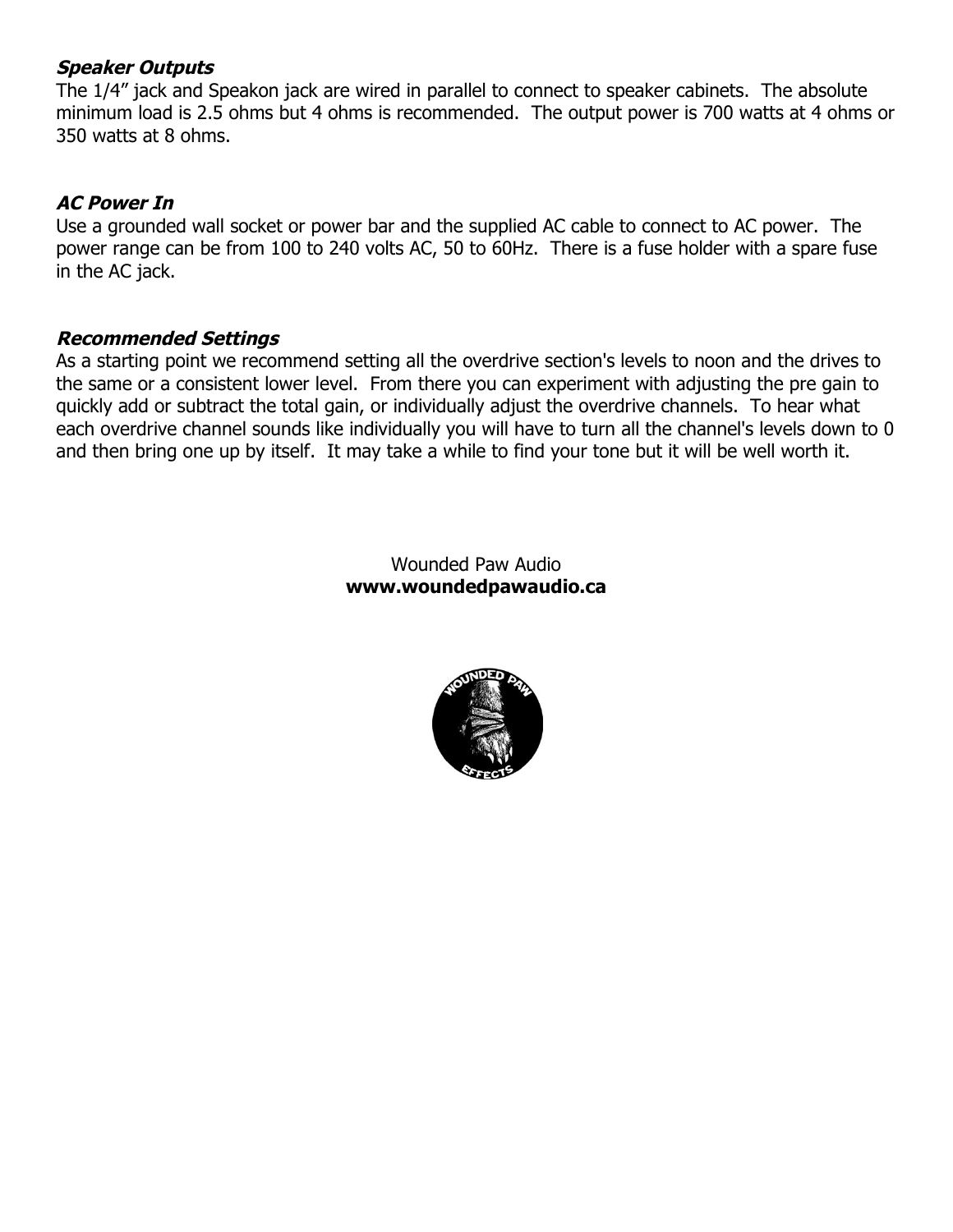***Speaker Outputs***

The 1/4" jack and Speakon jack are wired in parallel to connect to speaker cabinets. The absolute minimum load is 2.5 ohms but 4 ohms is recommended. The output power is 700 watts at 4 ohms or 350 watts at 8 ohms.

***AC Power In***

Use a grounded wall socket or power bar and the supplied AC cable to connect to AC power. The power range can be from 100 to 240 volts AC, 50 to 60Hz. There is a fuse holder with a spare fuse in the AC jack.

***Recommended Settings***

As a starting point we recommend setting all the overdrive section's levels to noon and the drives to the same or a consistent lower level. From there you can experiment with adjusting the pre gain to quickly add or subtract the total gain, or individually adjust the overdrive channels. To hear what each overdrive channel sounds like individually you will have to turn all the channel's levels down to 0 and then bring one up by itself. It may take a while to find your tone but it will be well worth it.

Wounded Paw Audio

**www.woundedpawaudio.ca**